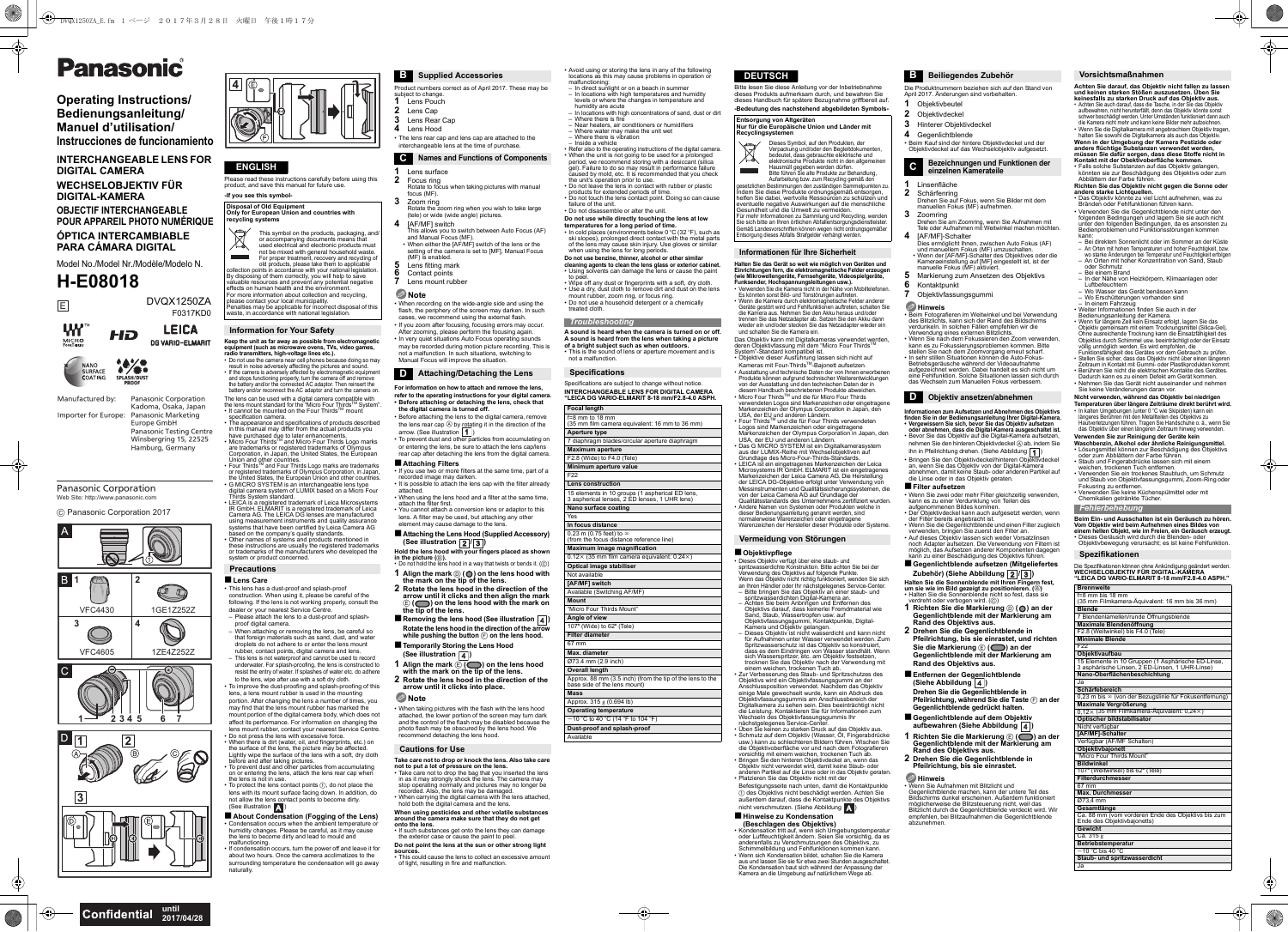# Panasonic

## Operating Instructions/ Bedienungsanleitung/ Manuel d'utilisation/ Instrucciones de funcionamiento

**INTERCHANGEABLE LENS FOR DIGITAL CAMERA**

**WECHSELOBJEKTIV FÜR DIGITAL-KAMERA**

**OBJECTIF INTERCHANGEABLE POUR APPAREIL PHOTO NUMÉRIQUE**

**ÓPTICA INTERCAMBIABLE PARA CÁMARA DIGITAL**

Model No./Model Nr./Modèle/Modelo N.

# H-E08018

E

DVQX1250ZA
F0317KD0

MICRO FourThirds | HD | LEICA DG VARIO-ELMARIT

NANO SURFACE COATING | SPLASH/DUST PROOF

| | |
|---|---|
| Manufactured by: | Panasonic Corporation Kadoma, Osaka, Japan |
| Importer for Europe: | Panasonic Marketing Europe GmbH Panasonic Testing Centre Winsbergring 15, 22525 Hamburg, Germany |

Panasonic Corporation
Web Site: http://www.panasonic.com

© Panasonic Corporation 2017

A

B
1 VFC4430
2 1GE1Z252Z
3 VFC4605
4 1ZE4Z252Z

C
1 2 3 4 5 6 7

D
1 2 3 4

## ENGLISH

Please read these instructions carefully before using this product, and save this manual for future use.

**-If you see this symbol-**

**Disposal of Old Equipment**
**Only for European Union and countries with recycling systems**

This symbol on the products, packaging, and/ or accompanying documents means that used electrical and electronic products must not be mixed with general household waste. For proper treatment, recovery and recycling of old products, please take them to applicable collection points in accordance with your national legislation.
By disposing of them correctly, you will help to save valuable resources and prevent any potential negative effects on human health and the environment.
For more information about collection and recycling, please contact your local municipality.
Penalties may be applicable for incorrect disposal of this waste, in accordance with national legislation.

### Information for Your Safety

**Keep the unit as far away as possible from electromagnetic equipment (such as microwave ovens, TVs, video games, radio transmitters, high-voltage lines etc.).**
- Do not use the camera near cell phones because doing so may result in noise adversely affecting the pictures and sound.
- If the camera is adversely affected by electromagnetic equipment and stops functioning properly, turn the camera off and remove the battery and/or the connected AC adaptor. Then reinsert the battery and/or reconnect the AC adaptor and turn the camera on.

The lens can be used with a digital camera compatible with the lens mount standard for the "Micro Four Thirds™ System".
- It cannot be mounted on the Four Thirds™ mount specification camera.
- The appearance and specifications of products described in this manual may differ from the actual products you have purchased due to later enhancements.
- Micro Four Thirds™ and Micro Four Thirds Logo marks are trademarks or registered trademarks of Olympus Corporation, in Japan, the United States, the European Union and other countries.
- Four Thirds™ and Four Thirds Logo marks are trademarks or registered trademarks of Olympus Corporation, in Japan, the United States, the European Union and other countries.
- G MICRO SYSTEM is an interchangeable lens type digital camera system of LUMIX based on a Micro Four Thirds System standard.
- LEICA is a registered trademark of Leica Microsystems IR GmbH. ELMARIT is a registered trademark of Leica Camera AG. The LEICA DG lenses are manufactured using measurement instruments and quality assurance systems that have been certified by Leica Camera AG based on the company's quality standards.
- Other names of systems and products mentioned in these instructions are usually the registered trademarks or trademarks of the manufacturers who developed the system or product concerned.

### Precautions

#### ■ Lens Care
- This lens has a dust-proof and splash-proof construction. When using it, please be careful of the following. If the lens is not working properly, consult the dealer or your nearest Service Centre.
  - Please attach the lens to a dust-proof and splash-proof digital camera.
  - When attaching or removing the lens, be careful so that foreign materials such as sand, dust, and water droplets do not adhere to or enter the lens mount rubber, contact points, digital camera and lens.
  - This lens is not waterproof and cannot be used to record underwater. For splash-proofing, the lens is constructed to resist the entry of water. If splashes of water etc. do adhere to the lens, wipe after use with a soft dry cloth.
- To improve the dust-proofing and splash-proofing of this lens, a lens mount rubber is used in the mounting portion. After changing the lens a number of times, you may find that the lens mount rubber has marked the mount portion of the digital camera body, which does not affect its performance. For information on changing the lens mount rubber, contact your nearest Service Centre.
- Do not press the lens with excessive force.
- When there is dirt (water, oil, and fingerprints, etc.) on the surface of the lens, the picture may be affected. Lightly wipe the surface of the lens with a soft, dry cloth before and after taking pictures.
- To prevent dust and other particles from accumulating on or entering the lens, attach the lens rear cap when the lens is not in use.
- To protect the lens contact points ①, do not place the lens with its mount surface facing down. In addition, do not allow the lens contact points to become dirty. (See illustration A)

#### ■ About Condensation (Fogging of the Lens)
- Condensation occurs when the ambient temperature or humidity changes. Please be careful, as it may cause the lens to become dirty and lead to mould and malfunctioning.
- If condensation occurs, turn the power off and leave it for about two hours. Once the camera acclimatizes to the surrounding temperature the condensation will go away naturally.

### B Supplied Accessories

Product numbers correct as of March 2017. These may be subject to change.
1 Lens Pouch
2 Lens Cap
3 Lens Rear Cap
4 Lens Hood
- The lens rear cap and lens cap are attached to the interchangeable lens at the time of purchase.

### C Names and Functions of Components

1 Lens surface
2 Focus ring
Rotate to focus when taking pictures with manual focus (MF).
3 Zoom ring
Rotate the zoom ring when you wish to take large (tele) or wide (wide angle) pictures.
4 [AF/MF] switch
This allows you to switch between Auto Focus (AF) and Manual Focus (MF).
- When either the [AF/MF] switch of the lens or the setting of the camera is set to [MF], Manual Focus (MF) is enabled.
5 Lens fitting mark
6 Contact points
7 Lens mount rubber

**Note**
- When recording on the wide-angle side and using the flash, the periphery of the screen may darken. In such cases, we recommend using the external flash.
- If you zoom after focusing, focusing errors may occur. After zooming, please perform the focusing again.
- In very quiet situations Auto Focus operating sounds may be recorded during motion picture recording. This is not a malfunction. In such situations, switching to Manual Focus will improve the situation.

### D Attaching/Detaching the Lens

**For information on how to attach and remove the lens, refer to the operating instructions for your digital camera.**
- **Before attaching or detaching the lens, check that the digital camera is turned off.**
- Before attaching the lens to the digital camera, remove the lens rear cap Ⓐ by rotating it in the direction of the arrow. (See illustration 1)
- To prevent dust and other particles from accumulating on or entering the lens, be sure to attach the lens cap/lens rear cap after detaching the lens from the digital camera.

#### ■ Attaching Filters
- If you use two or more filters at the same time, part of a recorded image may darken.
- It is possible to attach the lens cap with the filter already attached.
- When using the lens hood and a filter at the same time, attach the filter first.
- You cannot attach a conversion lens or adaptor to this lens. A filter may be used, but attaching any other element may cause damage to the lens.

#### ■ Attaching the Lens Hood (Supplied Accessory) (See illustration 2/3)

**Hold the lens hood with your fingers placed as shown in the picture (Ⓑ).**
- Do not hold the lens hood in a way that twists or bends it. (Ⓒ)

1. **Align the mark Ⓓ (●) on the lens hood with the mark on the tip of the lens.**
2. **Rotate the lens hood in the direction of the arrow until it clicks and then align the mark Ⓔ (●) on the lens hood with the mark on the tip of the lens.**

#### ■ Removing the lens hood (See illustration 4)

**Rotate the lens hood in the direction of the arrow while pushing the button Ⓕ on the lens hood.**

#### ■ Temporarily Storing the Lens Hood (See illustration 4)
1. **Align the mark Ⓔ (●) on the lens hood with the mark on the tip of the lens.**
2. **Rotate the lens hood in the direction of the arrow until it clicks into place.**

**Note**
- When taking pictures with the flash with the lens hood attached, the lower portion of the screen may turn dark and the control of the flash may be disabled because the photo flash may be obscured by the lens hood. We recommend detaching the lens hood.

### Cautions for Use

**Take care not to drop or knock the lens. Also take care not to put a lot of pressure on the lens.**
- Take care not to drop the bag that you inserted the lens in as it may strongly shock the lens. The camera may stop operating normally and pictures may no longer be recorded. Also, the lens may be damaged.
- When carrying the digital camera with the lens attached, hold both the digital camera and the lens.

**When using pesticides and other volatile substances around the camera make sure that they do not get onto the lens.**
- If such substances get onto the lens they can damage the exterior case or cause the paint to peel.

**Do not point the lens at the sun or other strong light sources.**
- This could cause the lens to collect an excessive amount of light, resulting in fire and malfunction.

- Avoid using or storing the lens in any of the following locations as this may cause problems in operation or malfunctioning:
  - In direct sunlight or on a beach in summer
  - In locations with high temperatures and humidity levels or where the changes in temperature and humidity are acute
  - In locations with high concentrations of sand, dust or dirt
  - Where there is fire
  - Near heaters, air conditioners or humidifiers
  - Where water may make the unit wet
  - Where there is vibration
  - Inside a vehicle
- Refer also to the operating instructions of the digital camera.
- When the unit is not going to be used for a prolonged period, we recommend storing with a desiccant (silica gel). Failure to do so may result in performance failure caused by mold, etc. It is recommended that you check the unit's operation prior to use.
- Do not leave the lens in contact with rubber or plastic products for extended periods of time.
- Do not touch the lens contact point. Doing so can cause failure of the unit.
- Do not disassemble or alter the unit.

**Do not use while directly touching the lens at low temperatures for a long period of time.**
- In cold places (environments below 0 °C (32 °F), such as ski slopes), prolonged direct contact with the metal parts of the lens may cause skin injury. Use gloves or similar when using the lens for long periods.

**Do not use benzine, thinner, alcohol or other similar cleaning agents to clean the lens glass or exterior cabinet.**
- Using solvents can damage the lens or cause the paint to peel.
- Wipe off any dust or fingerprints with a soft, dry cloth.
- Use a dry, dust cloth to remove dirt and dust on the lens mount rubber, zoom ring, or focus ring.
- Do not use a household detergent or a chemically treated cloth.

### Troubleshooting

**A sound is heard when the camera is turned on or off. A sound is heard from the lens when taking a picture of a bright subject such as when outdoors.**
- This is the sound of lens or aperture movement and is not a malfunction.

### Specifications

Specifications are subject to change without notice.

**INTERCHANGEABLE LENS FOR DIGITAL CAMERA "LEICA DG VARIO-ELMARIT 8-18 mm/F2.8-4.0 ASPH."**

| | |
|---|---|
| **Focal length** | f=8 mm to 18 mm (35 mm film camera equivalent: 16 mm to 36 mm) |
| **Aperture type** | 7 diaphragm blades/circular aperture diaphragm |
| **Maximum aperture** | F2.8 (Wide) to F4.0 (Tele) |
| **Minimum aperture value** | F22 |
| **Lens construction** | 15 elements in 10 groups (1 aspherical ED lens, 3 aspherical lenses, 2 ED lenses, 1 UHR lens) |
| **Nano surface coating** | Yes |
| **In focus distance** | 0.23 m (0.75 feet) to ∞ (from the focus distance reference line) |
| **Maximum image magnification** | 0.12× (35 mm film camera equivalent: 0.24×) |
| **Optical image stabiliser** | Not available |
| **[AF/MF] switch** | Available (Switching AF/MF) |
| **Mount** | "Micro Four Thirds Mount" |
| **Angle of view** | 107° (Wide) to 62° (Tele) |
| **Filter diameter** | 67 mm |
| **Max. diameter** | Ø73.4 mm (2.9 inch) |
| **Overall length** | Approx. 88 mm (3.5 inch) (from the tip of the lens to the base side of the lens mount) |
| **Mass** | Approx. 315 g (0.694 lb) |
| **Operating temperature** | −10 °C to 40 °C (14 °F to 104 °F) |
| **Dust-proof and splash-proof** | Available |

## DEUTSCH

Bitte lesen Sie diese Anleitung vor der Inbetriebnahme dieses Produkts aufmerksam durch, und bewahren Sie dieses Handbuch für spätere Bezugnahme griffbereit auf.

**-Bedeutung des nachstehend abgebildeten Symbols-**

**Entsorgung von Altgeräten**
**Nur für die Europäische Union und Länder mit Recyclingsystemen**

Dieses Symbol, auf den Produkten, der Verpackung und/oder den Begleitdokumenten, bedeutet, dass gebrauchte elektrische und elektronische Produkte nicht in den allgemeinen Hausmüll gegeben werden dürfen.
Bitte führen Sie alle Produkte zur Behandlung, Aufarbeitung bzw. zum Recycling gemäß den gesetzlichen Bestimmungen den zuständigen Sammelpunkten zu.
Indem Sie diese Produkte ordnungsgemäß entsorgen, helfen Sie dabei, wertvolle Ressourcen zu schützen und eventuelle negative Auswirkungen auf die menschliche Gesundheit und die Umwelt zu vermeiden.
Für mehr Informationen zu Sammlung und Recycling, wenden Sie sich bitte an Ihren örtlichen Abfallentsorgungsdienstleister.
Gemäß Landesvorschriften können wegen nicht ordnungsgemäßer Entsorgung dieses Abfalls Strafgelder verhängt werden.

### Informationen für Ihre Sicherheit

**Halten Sie das Gerät so weit wie möglich von Geräten und Einrichtungen fern, die elektromagnetische Felder erzeugen (wie Mikrowellengeräte, Fernsehgeräte, Videospielgeräte, Funksender, Hochspannungsleitungen usw.).**
- Verwenden Sie die Kamera nicht in der Nähe von Mobiltelefonen. Es könnten sonst Bild- und Tonstörungen auftreten.
- Wenn die Kamera durch elektromagnetische Felder anderer Geräte gestört wird und Fehlfunktionen auftreten, schalten Sie die Kamera aus. Nehmen Sie den Akku heraus und/oder trennen Sie das Netzadapter ab. Setzen Sie den Akku dann wieder ein und/oder stecken Sie das Netzadapter wieder ein und schalten Sie die Kamera ein.

Das Objektiv kann mit Digitalkameras verwendet werden, deren Objektivfassung mit dem "Micro Four Thirds™ System"-Standard kompatibel ist.
- Objektive dieser Ausführung lassen sich nicht auf Kameras mit Four-Thirds™-Bajonett aufsetzen.
- Ausstattung und technische Daten der von Ihnen erworbenen Produkte können aufgrund technischer Weiterentwicklungen von der Ausstattung und den technischen Daten der in diesem Handbuch beschriebenen Produkte abweichen.
- Micro Four Thirds™ und die für Micro Four Thirds verwendeten Logos sind Markenzeichen oder eingetragene Markenzeichen der Olympus Corporation in Japan, den USA, der EU und anderen Ländern.
- Four Thirds™ und die für Four Thirds verwendeten Logos sind Markenzeichen oder eingetragene Markenzeichen der Olympus Corporation in Japan, den USA, der EU und anderen Ländern.
- Das G MICRO SYSTEM ist ein Digitalkamerasystem mit Wechselobjektiven der LUMIX-Reihe auf Grundlage des Micro-Four-Thirds-Standards.
- LEICA ist ein eingetragenes Markenzeichen der Leica Microsystems IR GmbH. ELMARIT ist ein eingetragenes Markenzeichen der Leica Camera AG. Die Herstellung der LEICA DG-Objektive erfolgt unter Verwendung von Messinstrumenten und Qualitätssicherungssystemen, die von der Leica Camera AG auf Grundlage der Qualitätsstandards des Unternehmens zertifiziert wurden.
- Andere Namen von Systemen oder Produkten welche in dieser Bedienungsanleitung genannt werden, sind normalerweise Warenzeichen oder eingetragene Warenzeichen der Hersteller dieser Produkte oder Systeme.

### Vermeidung von Störungen

#### ■ Objektivpflege
- Dieses Objektiv verfügt über eine staub- und spritzwassedichte Konstruktion. Bitte achten Sie bei der Verwendung des Objektivs auf folgende Punkte.
Wenn das Objektiv nicht richtig funktioniert, wenden Sie sich an Ihren Händler oder Ihr nächstgelegenes Service-Center.
  - Bitte bringen Sie das Objektiv an einer staub- und spritzwasserdichten Digital-Kamera an.
  - Achten Sie beim Anbringen und Entfernen des Objektivs darauf, dass keinerlei Fremdmaterial wie Sand, Staub, Wassertropfen usw. auf Objektivfassungsgummi, Kontaktpunkte, Digital-Kamera und Objektiv gelangen.
  - Dieses Objektiv ist nicht wasserdicht und kann nicht für Aufnahmen unter Wasser verwendet werden. Zum Spritzwasserschutz ist das Objektiv so konstruiert, dass es dem Eindringen von Wasser standhält. Wenn sich Wasserspritzer, etc. am Objektiv festsetzen, trocknen Sie das Objektiv nach der Verwendung mit einem weichen, trockenen Tuch ab.
- Zur Verbesserung des Staub- und Spritzschutzes des Objektivs wird ein Objektivfassungsgummi an der Anschlussposition verwendet. Nachdem das Objektiv einige Male gewechselt wurde, kann ein Abdruck des Objektivfassungsgummis am Anschlussbereich der Digitalkamera zu sehen sein. Dies beeinträchtigt nicht die Leistung. Kontaktieren Sie für Informationen zum Wechseln des Objektivfassungsgummi Ihr nächstgelegenes Service-Center.
- Üben Sie keinen zu starken Druck auf das Objektiv aus.
- Schmutz auf dem Objektiv (Wasser, Öl, Fingerabdrücke usw.) kann zu schlechteren Bildern führen. Wischen Sie die Objektivoberfläche vor und nach dem Fotografieren vorsichtig mit einem weichen, trockenen Tuch ab.
- Bringen Sie den hinteren Objektivdeckel an, wenn das Objektiv nicht verwendet wird, damit keine Staub- oder anderen Partikel auf die Linse oder in das Objektiv geraten.
- Platzieren Sie das Objektiv nicht mit der Befestigungsseite nach unten, damit die Kontaktpunkte ① des Objektivs nicht beschädigt werden. Achten Sie außerdem darauf, dass die Kontaktpunkte des Objektivs nicht verschmutzen. (Siehe Abbildung A)

#### ■ Hinweise zu Kondensation (Beschlagen des Objektivs)
- Kondensation tritt auf, wenn sich Umgebungstemperatur oder Luftfeuchtigkeit ändern. Seien Sie vorsichtig, da es andernfalls zu Verschmutzungen des Objektivs, zu Schimmelbildung und Fehlfunktionen kommen kann.
- Wenn sich Kondensation bildet, schalten Sie die Kamera aus und lassen Sie sie für etwa zwei Stunden ausgeschaltet. Die Kondensation baut sich während der Anpassung der Kamera an die Umgebung auf natürlichem Wege ab.

### B Beiliegendes Zubehör

Die Produktnummern beziehen sich auf den Stand von April 2017. Änderungen sind vorbehalten.
1 Objektivbeutel
2 Objektivdeckel
3 Hinterer Objektivdeckel
4 Gegenlichtblende
- Beim Kauf sind der hintere Objektivdeckel und der Objektivdeckel auf das Wechselobjektiv aufgesetzt.

### C Bezeichnungen und Funktionen der einzelnen Kamerateile

1 Linsenfläche
2 Schärfenring
Drehen Sie auf Fokus, wenn Sie Bilder mit dem manuellen Fokus (MF) aufnehmen.
3 Zoomring
Drehen Sie am Zoomring, wenn Sie Aufnahmen mit Tele oder Aufnahmen mit Weitwinkel machen möchten.
4 [AF/MF]-Schalter
Dies ermöglicht Ihnen, zwischen Auto Fokus (AF) und manuellem Fokus (MF) umzuschalten.
- Wenn der [AF/MF]-Schalter des Objektives oder die Kameraeinstellung auf [MF] eingestellt ist, ist der manuelle Fokus (MF) aktiviert.
5 Markierung zum Ansetzen des Objektivs
6 Kontaktpunkte
7 Objektivfassungsgummi

**Hinweis**
- Beim Fotografieren im Weitwinkel und bei Verwendung des Blitzlichts, kann sich der Rand des Bildschirms verdunkeln. In solchen Fällen empfehlen wir die Verwendung eines externen Blitzlichts.
- Wenn Sie nach dem Fokussieren den Zoom verwenden, kann es zu Fokussierungsproblemen kommen. Bitte stellen Sie nach dem Zoomvorgang erneut scharf.
- In sehr stillen Situationen können die Auto-Fokus-Betriebsgeräusche während der Videoaufnahme aufgezeichnet werden. Dabei handelt es sich nicht um eine Fehlfunktion. Solche Situationen lassen sich durch das Wechseln zum Manuellen Fokus verbessern.

### D Objektiv ansetzen/abnehmen

**Informationen zum Aufsetzen und Abnehmen des Objektivs finden Sie in der Bedienungsanleitung Ihrer Digital-Kamera.**
- **Vergewissern Sie sich, bevor Sie das Objektiv aufsetzen oder abnehmen, dass die Digital-Kamera ausgeschaltet ist.**
- Bevor Sie das Objektiv auf die Digital-Kamera aufsetzen, nehmen Sie den hinteren Objektivdeckel Ⓐ ab, indem Sie ihn in Pfeilrichtung drehen. (Siehe Abbildung 1)
- Bringen Sie den Objektivdeckel/hinteren Objektivdeckel an, wenn Sie das Objektiv von der Digital-Kamera abnehmen, damit keine Staub- oder anderen Partikel auf die Linse oder in das Objektiv geraten.

#### ■ Filter aufsetzen
- Wenn Sie zwei oder mehr Filter gleichzeitig verwenden, kann es zu einer Verdunklung von Teilen des aufgenommenen Bildes kommen.
- Der Objektivdeckel kann auch aufgesetzt werden, wenn der Filter bereits angebracht ist.
- Wenn Sie die Gegenlichtblende und einen Filter zugleich verwenden, bringen Sie zuerst den Filter an.
- Auf dieses Objektiv lassen sich weder Vorsatzlinsen noch Adapter aufsetzen. Die Verwendung von Filtern ist möglich, das Aufsetzen anderer Komponenten dagegen kann zu einer Beschädigung des Objektivs führen.

#### ■ Gegenlichtblende aufsetzen (Mitgeliefertes Zubehör) (Siehe Abbildung 2/3)

**Halten Sie die Sonnenblende mit Ihren Fingern fest, um sie wie im Bild gezeigt zu positionieren. (Ⓑ)**
- Halten Sie die Sonnenblende nicht so fest, dass sie verdreht oder verbogen wird. (Ⓒ)

1. **Richten Sie die Markierung Ⓓ (●) an der Gegenlichtblende mit der Markierung am Rand des Objektivs aus.**
2. **Drehen Sie die Gegenlichtblende in Pfeilrichtung, bis sie einrastet, und richten Sie die Markierung Ⓔ (●) an der Gegenlichtblende mit der Markierung am Rand des Objektivs aus.**

#### ■ Entfernen der Gegenlichtblende (Siehe Abbildung 4)

**Drehen Sie die Gegenlichtblende in Pfeilrichtung, während Sie die Taste Ⓕ an der Gegenlichtblende gedrückt halten.**

#### ■ Gegenlichtblende auf dem Objektiv aufbewahren (Siehe Abbildung 4)
1. **Richten Sie die Markierung Ⓔ (●) an der Gegenlichtblende mit der Markierung am Rand des Objektivs aus.**
2. **Drehen Sie die Gegenlichtblende in Pfeilrichtung, bis sie einrastet.**

**Hinweis**
- Wenn Sie Aufnahmen mit Blitzlicht und Gegenlichtblende machen, kann der untere Teil des Bildschirms dunkel erscheinen. Außerdem funktioniert möglicherweise die Blitzsteuerung nicht, weil das Blitzlicht durch die Gegenlichtblende verdeckt wird. Wir empfehlen, bei Blitzaufnahmen die Gegenlichtblende abzunehmen.

### Vorsichtsmaßnahmen

**Achten Sie darauf, das Objektiv nicht fallen zu lassen und keinen starken Stößen auszusetzen. Üben Sie keinesfalls zu starken Druck auf das Objektiv aus.**
- Achten Sie auch darauf, dass die Tasche, in der Sie das Objektiv aufbewahren, nicht herunterfällt, denn das Objektiv könnte sonst schwer beschädigt werden. Unter Umständen funktioniert dann auch die Kamera nicht mehr und kann keine Bilder mehr aufzeichnen.
- Wenn Sie die Digitalkamera mit angebrachtem Objektiv tragen, halten Sie sowohl die Digitalkamera als auch das Objektiv.

**Wenn in der Umgebung der Kamera Pestizide oder andere flüchtige Substanzen verwendet werden, müssen Sie darauf achten, dass diese Stoffe nicht in Kontakt mit der Objektivoberfläche kommen.**
- Falls solche Substanzen auf das Objektiv gelangen, könnten sie zur Beschädigung des Objektivs oder zum Abblättern der Farbe führen.

**Richten Sie das Objektiv nicht gegen die Sonne oder andere starke Lichtquellen.**
- Das Objektiv könnte zu viel Licht aufnehmen, was zu Bränden oder Fehlfunktionen führen kann.

- Verwenden Sie die Gegenlichtblende nicht unter den folgenden Bedingungen und lagern Sie sie auch nicht unter den folgenden Bedingungen, da es ansonsten zu Bedienproblemen und Funktionsstörungen kommen kann:
  - Bei direktem Sonnenlicht oder im Sommer an der Küste
  - An Orten mit hohen Temperaturen und hoher Feuchtigkeit, bzw. wo starke Änderungen bei Temperatur und Feuchtigkeit erfolgen
  - An Orten mit hoher Konzentration von Sand, Staub oder Schmutz
  - Bei einem Brand
  - In der Nähe von Heizkörpern, Klimaanlagen oder Luftbefeuchtern
  - Wo Wasser das Gerät benässen kann
  - Wo Erschütterungen vorhanden sind
  - In einem Fahrzeug
- Weitere Informationen finden Sie auch in der Bedienungsanleitung der Kamera.
- Wenn Sie längere Zeit kein Einsatz erfolgt, lagern Sie das Objektiv gemeinsam mit einem Trocknungsmittel (Silica-Gel). Ohne ausreichende Trocknung kann die Einsatzfähigkeit des Objektivs durch Schimmel usw. beeinträchtigt oder der Einsatz völlig unmöglich werden. Es wird empfohlen, die Funktionsfähigkeit des Geräts vor dem Gebrauch zu prüfen.
- Stellen Sie sicher, dass das Objektiv über einen längeren Zeitraum in Kontakt mit Gummi- oder Plastikprodukten kommt.
- Berühren Sie nicht die elektrischen Kontakte des Geräts. Dadurch kann es zu einem Defekt am Gerät kommen.
- Nehmen Sie das Gerät nicht auseinander und nehmen Sie keine Veränderungen daran vor.

**Nicht verwenden, während das Objektiv bei niedrigen Temperaturen über längere Zeiträume direkt berührt wird.**
- In kalten Umgebungen (unter 0 °C wie Skipisten) kann ein langes Berühren mit den Metallteilen des Objektivs zu Hautverletzungen führen. Tragen Sie Handschuhe o. ä., wenn Sie das Objektiv über einen längeren Zeitraum verwenden.

**Verwenden Sie zur Reinigung der Geräte kein Waschbenzin, Alkohol oder ähnliche Reinigungsmittel.**
- Lösungsmittel können zur Beschädigung des Objektives oder zum Abblättern der Farbe führen.
- Staub und Fingerabdrücke lassen sich mit einem weichen, trockenen Tuch entfernen.
- Verwenden Sie ein trockenes Staubtuch, um Schmutz und Staub von Objektivfassungsgummi, Zoom-Ring oder Fokusring zu entfernen.
- Verwenden Sie keine Küchenspülmittel oder mit Chemikalien getränkte Tücher.

### Fehlerbehebung

**Beim Ein- und Ausschalten ist ein Geräusch zu hören. Vom Objektiv wird beim Aufnehmen eines Bildes von einem hellen Objekt, wie im Freien, ein Geräusch erzeugt.**
- Dieses Geräusch wird durch die Blenden- oder Objektivbewegung verursacht; es ist keine Fehlfunktion.

### Spezifikationen

Die Spezifikationen können ohne Ankündigung geändert werden.

**WECHSELOBJEKTIV FÜR DIGITAL-KAMERA "LEICA DG VARIO-ELMARIT 8-18 mm/F2.8-4.0 ASPH."**

| | |
|---|---|
| **Brennweite** | f=8 mm bis 18 mm (35 mm Filmkamera-Äquivalent: 16 mm bis 36 mm) |
| **Blende** | 7 Blendenlamellen/runde Öffnungsblende |
| **Maximale Blendenöffnung** | F2.8 (Weitwinkel) bis F4.0 (Tele) |
| **Minimale Blende** | F22 |
| **Objektivaufbau** | 15 Elemente in 10 Gruppen (1 Asphärische ED-Linse, 3 asphärische Linsen, 2 ED-Linsen, 1 UHR-Linse) |
| **Nano-Oberflächenbeschichtung** | Ja |
| **Schärfebereich** | 0,23 m bis ∞ (von der Bezugslinie für Fokusentfernung) |
| **Maximale Vergrößerung** | 0,12× (35 mm Filmkamera-Äquivalent: 0,24×) |
| **Optischer Bildstabilisator** | Nicht verfügbar |
| **[AF/MF]-Schalter** | Verfügbar (AF/MF Schalten) |
| **Objektivbajonett** | "Micro Four Thirds Mount" |
| **Bildwinkel** | 107° (Weitwinkel) bis 62° (Tele) |
| **Filterdurchmesser** | 67 mm |
| **Max. Durchmesser** | Ø73,4 mm |
| **Gesamtlänge** | Ca. 88 mm (vom vorderen Ende des Objektivs bis zum Ende des Objektivbajonetts) |
| **Gewicht** | Ca. 315 g |
| **Betriebstemperatur** | −10 °C bis 40 °C |
| **Staub- und spritzwasserdicht** | Ja |

Confidential until 2017/04/28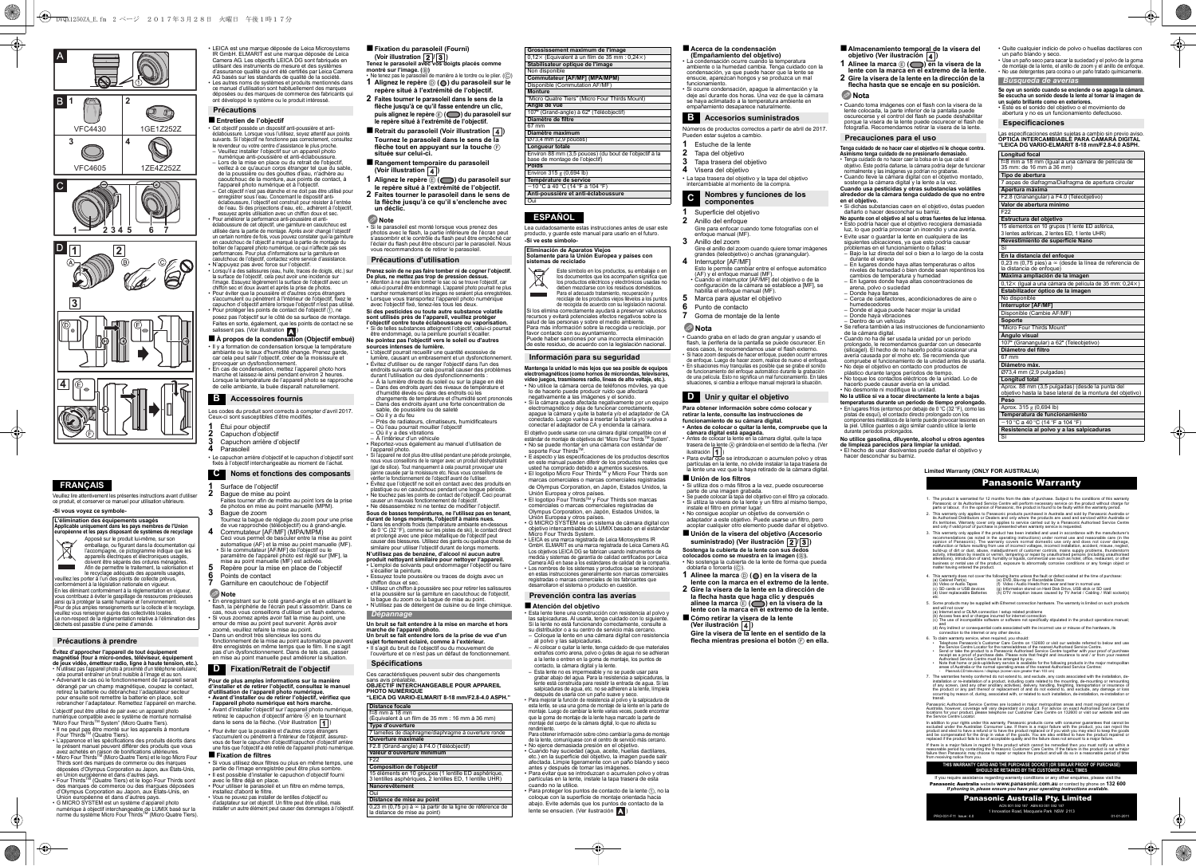A

B

VFC4430 1GE1Z252Z

VFC4605 1ZE4Z252Z

C

D

# FRANÇAIS

Veuillez lire attentivement les présentes instructions avant d'utiliser ce produit, et conserver ce manuel pour utilisation ultérieure.

**-Si vous voyez ce symbole-**

**L'élimination des équipements usagés**
**Applicable uniquement dans les pays membres de l'Union européenne et les pays disposant de systèmes de recyclage**

Apposé sur le produit lui-même, sur son emballage, ou figurant dans la documentation qui l'accompagne, ce pictogramme indique que les appareils électriques et électroniques usagés, doivent être séparés des ordures ménagères. Afin de permettre le traitement, la valorisation et le recyclage adéquats des appareils usagés, veuillez les porter à l'un des points de collecte prévus, conformément à la législation nationale en vigueur.

En les éliminant conformément à la réglementation en vigueur, vous contribuez à éviter le gaspillage de ressources précieuses ainsi qu'à protéger la santé humaine et l'environnement.

Pour de plus amples renseignements sur la collecte et le recyclage, veuillez vous renseigner auprès des collectivités locales.

Le non-respect de la réglementation relative à l'élimination des déchets est passible d'une peine d'amende.

## Précautions à prendre

**Évitez d'approcher l'appareil de tout équipement magnétique (four à micro-ondes, téléviseur, équipement de jeux vidéo, émetteur radio, ligne à haute tension, etc.).**

- N'utilisez pas l'appareil photo à proximité d'un téléphone cellulaire; cela pourrait entraîner un bruit nuisible à l'image et au son.
- Advenant le cas où le fonctionnement de l'appareil serait dérangé par un champ magnétique, coupez le contact, retirez la batterie ou débranchez l'adaptateur secteur pour ensuite soit remettre la batterie en place, soit rebrancher l'adaptateur. Remettez l'appareil en marche.

L'objectif peut être utilisé de pair avec un appareil photo numérique compatible avec le système de monture normalisé "Micro Four Thirds™ System" (Micro Quatre Tiers).

- Il ne peut pas être monté sur les appareils à monture "Four Thirds™" (Quatre Tiers).
- L'apparence et les spécifications des produits décrits dans le présent manuel peuvent différer des produits que vous avez achetés en raison de bonifications ultérieures.
- Micro Four Thirds™ (Micro Quatre Tiers) et le logo Micro Four Thirds sont des marques de commerce ou des marques déposées d'Olympus Corporation au Japon, aux États-Unis, en Union européenne et dans d'autres pays.
- Four Thirds™ (Quatre Tiers) et le logo Four Thirds sont des marques de commerce ou des marques déposées d'Olympus Corporation au Japon, aux États-Unis, en Union européenne et dans d'autres pays.
- G MICRO SYSTEM est un système d'appareil photo numérique à objectif interchangeable de LUMIX basé sur la norme du système Micro Four Thirds™ (Micro Quatre Tiers).
- LEICA est une marque déposée de Leica Microsystems IR GmbH. ELMARIT est une marque déposée de Leica Camera AG. Les objectifs LEICA DG sont fabriqués en utilisant des instruments de mesure et des systèmes d'assurance qualité qui ont été certifiés par Leica Camera AG basés sur les standards de qualité de la société.
- Les autres noms de systèmes et produits mentionnés dans ce manuel d'utilisation sont habituellement des marques déposées ou des marques de commerce des fabricants qui ont développé le système ou le produit intéressé.

### Précautions

#### ■ Entretien de l'objectif

- Cet objectif possède un dispositif anti-poussière et anti-éclaboussure. Lorsque vous l'utilisez, soyez attentif aux points suivants. Si l'objectif ne fonctionne pas correctement, consultez le revendeur ou votre centre d'assistance le plus proche.
  - Veuillez installer l'objectif sur un appareil photo numérique anti-poussière et anti-éclaboussure.
  - Lors de la mise en place ou du retrait de l'objectif, veillez à ce qu'aucun corps étranger tel que du sable, de la poussière ou des gouttes d'eau, n'adhère au caoutchouc de la monture, aux points de contact, à l'appareil photo numérique et à l'objectif.
  - Cet objectif n'est pas étanche et ne doit pas être utilisé pour enregistrer sous l'eau. Concernant le dispositif anti-éclaboussure, l'objectif est construit pour résister à l'entrée de l'eau. Si des projections d'eau, etc., adhèrent à l'objectif, essuyez après utilisation avec un chiffon doux et sec.
- Pour améliorer la performance anti-poussière et anti-éclaboussure de cet objectif, une garniture en caoutchouc est utilisée dans la partie de montage. Après avoir changé l'objectif un certain nombre de fois, vous pouvez constater que la garniture en caoutchouc de l'objectif a marqué la partie de montage du boîtier de l'appareil photo numérique, ce qui n'affecte pas ses performances. Pour plus d'informations sur la garniture en caoutchouc de l'objectif, contactez votre service d'assistance.
- N'appuyez pas avec force sur l'objectif.
- Lorsqu'il a des salissures (eau, huile, traces de doigts, etc.) sur la surface de l'objectif, cela peut avoir une incidence sur l'image. Essuyez légèrement la surface de l'objectif avec un chiffon sec et doux avant et après la prise de photos.
- Pour éviter que la poussière et d'autres corps étrangers s'accumulent ou pénètrent à l'intérieur de l'objectif, fixez le capuchon d'objectif arrière lorsque l'objectif n'est pas utilisé.
- Pour protéger les points de contact de l'objectif ①, ne posez pas l'objectif sur le côté de sa surface de montage. Faites en sorte, également, que les points de contact ne se salissent pas. (Voir illustration A)

#### ■ À propos de la condensation (Objectif embué)

- Il y a formation de condensation lorsque la température ambiante ou le taux d'humidité change. Prenez garde, car cela peut salir l'objectif, créer de la moisissure et provoquer un dysfonctionnement.
- En cas de condensation, mettez l'appareil photo hors marche et laissez-le ainsi pendant environ 2 heures. Lorsque la température de l'appareil photo se rapproche de celle ambiante, la buée disparaît naturellement.

### B Accessoires fournis

Les codes du produit sont corrects à compter d'avril 2017. Ceux-ci sont susceptibles d'être modifiés.

1. Étui pour objectif
2. Capuchon d'objectif
3. Capuchon arrière d'objectif
4. Parasoleil

- Le capuchon arrière d'objectif et le capuchon d'objectif sont fixés à l'objectif interchangeable au moment de l'achat.

### C Noms et fonctions des composants

1. Surface de l'objectif
2. Bague de mise au point
   Faites tourner afin de mettre au point lors de la prise de photos en mise au point manuelle (MPM).
3. Bague de zoom
   Tournez la bague de réglage du zoom pour une prise de vue rapprochée (téléobjectif) ou à grand-angle.
4. Commutateur [AF/MF] (MPA/MPM)
   Ceci vous permet de basculer entre la mise au point automatique (AF) et la mise au point manuelle (MF).
   - Si le commutateur [AF/MF] de l'objectif ou le paramètre de l'appareil photo est réglé sur [MF], la mise au point manuelle (MF) est activée.
5. Repère pour la mise en place de l'objectif
6. Points de contact
7. Garniture en caoutchouc de l'objectif

#### Note

- En enregistrant sur le côté grand-angle et en utilisant le flash, la périphérie de l'écran peut s'assombrir. Dans ce cas, nous vous conseillons d'utiliser un flash externe.
- Si vous zoomez après avoir fait la mise au point, une erreur de mise au point peut survenir. Après avoir zoomé, veuillez refaire la mise au point.
- Dans un endroit très silencieux les sons du fonctionnement de la mise au point automatique peuvent être enregistrés en même temps que le film. Il ne s'agit pas d'un dysfonctionnement. Dans de tels cas, passer en mise au point manuelle peut améliorer la situation.

### D Fixation/Retrait de l'objectif

**Pour de plus amples informations sur la manière d'installer et de retirer l'objectif, consultez le manuel d'utilisation de l'appareil photo numérique.**

- **Avant d'installer ou de retirer l'objectif, vérifiez que l'appareil photo numérique est hors marche.**
- Avant d'installer l'objectif sur l'appareil photo numérique, retirez le capuchon d'objectif arrière Ⓐ en le tournant dans le sens de la flèche. (Voir illustration 1)
- Pour éviter que la poussière et d'autres corps étrangers s'accumulent ou pénètrent à l'intérieur de l'objectif, assurez-vous de fixer le capuchon d'objectif/capuchon d'objectif arrière une fois que l'objectif a été retiré de l'appareil photo numérique.

#### ■ Fixation de filtres

- Si vous utilisez deux filtres ou plus en même temps, une partie de l'image enregistrée peut être plus sombre.
- Il est possible d'installer le capuchon d'objectif fourni avec le filtre déjà en place.
- Pour utiliser le parasoleil et un filtre en même temps, installez d'abord le filtre.
- Vous ne pouvez pas installer de lentilles d'objectif ou d'adaptateur sur cet objectif. Un filtre peut être utilisé, mais installer un autre élément peut causer des dommages à l'objectif.

#### ■ Fixation du parasoleil (Fourni) (Voir illustration 2 / 3)

**Tenez le parasoleil avec vos doigts placés comme montré sur l'image.** (Ⓑ)
- Ne tenez pas le parasoleil de manière à le tordre ou le plier. (Ⓒ)

1. **Alignez le repère Ⓓ (●) du parasoleil sur le repère situé à l'extrémité de l'objectif.**
2. **Faites tourner le parasoleil dans le sens de la flèche jusqu'à ce qu'il fasse entendre un clic, puis alignez le repère Ⓔ (▬) du parasoleil sur le repère situé à l'extrémité de l'objectif.**

#### ■ Retrait du parasoleil (Voir illustration 4)

**Tournez le parasoleil dans le sens de la flèche tout en appuyant sur la touche Ⓕ située sur celui-ci.**

#### ■ Rangement temporaire du parasoleil (Voir illustration 4)

1. **Alignez le repère Ⓔ (▬) du parasoleil sur le repère situé à l'extrémité de l'objectif.**
2. **Faites tourner le parasoleil dans le sens de la flèche jusqu'à ce qu'il s'enclenche avec un déclic.**

#### Note

- Si le parasoleil est monté lorsque vous prenez des photos avec le flash, la partie inférieure de l'écran peut s'assombrir et le contrôle du flash peut être empêché car l'éclair du flash peut être obscurci par le parasoleil. Nous vous recommandons de retirer le parasoleil.

### Précautions d'utilisation

**Prenez soin de ne pas faire tomber ni de cogner l'objectif. De plus, ne mettez pas trop de pression dessus.**

- Attention à ne pas faire tomber le sac où se trouve l'objectif, car celui-ci pourrait être endommagé. L'appareil photo pourrait ne plus marcher normalement et les images ne seraient plus enregistrées.
- Lorsque vous transportez l'appareil photo numérique avec l'objectif fixé, tenez-les tous les deux.

**Si des pesticides ou toute autre substance volatile sont utilisés près de l'appareil, veillez protéger l'objectif contre toute éclaboussure ou vaporisation.**

- Si de telles substances atteignent l'objectif, celui-ci pourrait être endommagé, ou la peinture pourrait s'écailler.

**Ne pointez pas l'objectif vers le soleil ou d'autres sources intenses de lumière.**

- L'objectif pourrait recueillir une quantité excessive de lumière, causant un embrasement et un dysfonctionnement.
- Évitez d'utiliser ou de ranger l'objectif dans l'un des endroits suivants car cela pourrait causer des problèmes durant l'utilisation ou des dysfonctionnements :
  - À la lumière directe du soleil ou sur la plage en été
  - Dans des endroits ayant des niveaux de température et d'humidité élevés ou dans des endroits où les changements de température et d'humidité sont prononcés
  - Dans des endroits ayant une forte concentration de sable, de poussière ou de saleté
  - Où il y a du feu
  - Près de radiateurs, climatiseurs, humidificateurs
  - Où l'eau pourrait mouiller l'objectif
  - Où il y a des vibrations
  - À l'intérieur d'un véhicule
- Reportez-vous également au manuel d'utilisation de l'appareil photo.
- Si l'appareil ne doit plus être utilisé pendant une période prolongée, nous vous conseillons de le ranger avec un produit déshydratant (gel de silice). Tout manquement à cela pourrait provoquer une panne causée par la moisissure etc. Nous vous conseillons de vérifier le fonctionnement de l'objectif avant de l'utiliser.
- Évitez que l'objectif ne soit en contact avec des produits en plastique ou en caoutchouc pendant une longue période.
- Ne touchez pas les points de contact de l'objectif. Ceci pourrait causer un mauvais fonctionnement de l'objectif.
- Ne désassemblez ni ne tentez de modifier l'objectif.

**Sous de basses températures, ne l'utilisez pas en tenant, durant de longs moments, l'objectif à mains nues.**

- Dans les endroits froids (températures ambiantes en-dessous de 0 °C (32 °F), comme sur les pistes de ski), le contact direct et prolongé avec une pièce métallique de l'objectif peut causer des blessures. Utilisez des gants ou quelque chose de similaire pour utiliser l'objectif durant de longs moments.

**N'utilisez pas de benzène, d'alcool ni aucun agents de produit nettoyant similaire pour nettoyer l'appareil.**

- L'emploi de solvants peut endommager l'objectif ou faire que la peinture s'écaille.
- Essuyez toute poussière ou traces de doigts avec un chiffon doux et sec.
- N'utilisez un chiffon à poussière pour retirer les salissures et la poussière sur la garniture en caoutchouc de l'objectif, la bague du zoom ou la bague de mise au point.
- N'utilisez pas de détergent de cuisine ou de linge chimique.

### Dépannage

**Un bruit se fait entendre à la mise en marche et hors marche de l'appareil photo.**
**Un bruit se fait entendre lors de la prise de vue d'un sujet fortement éclairé, comme à l'extérieur.**

- Il s'agit du bruit de l'objectif ou du mouvement de l'ouverture et ce n'est pas un défaut de fonctionnement.

### Spécifications

Ces caractéristiques peuvent subir des changements sans avis préalable.
**OBJECTIF INTERCHANGEABLE POUR APPAREIL PHOTO NUMÉRIQUE**
**"LEICA DG VARIO-ELMARIT 8-18 mm/F2.8-4.0 ASPH."**

| | |
|---|---|
| **Distance focale** | |
| f=8 mm à 18 mm (Équivalent à un film de 35 mm : 16 mm à 36 mm) | |
| **Type d'ouverture** | |
| 7 lamelles de diaphragme/diaphragme à ouverture ronde | |
| **Ouverture maximale** | |
| F2.8 (Grand-angle) à F4.0 (Téléobjectif) | |
| **Valeur d'ouverture minimum** | |
| F22 | |
| **Composition de l'objectif** | |
| 15 éléments en 10 groupes (1 lentille ED asphérique, 3 lentilles asphériques, 2 lentilles ED, 1 lentille UHR) | |
| **Nanorevêtement** | |
| Oui | |
| **Distance de mise au point** | |
| 0,23 m (0,75 pi) à ∞ (à partir de la ligne de référence de la distance de mise au point) | |
| **Grossissement maximum de l'image** | |
| 0,12× (Équivalent à un film de 35 mm : 0,24×) | |
| **Stabilisateur optique de l'image** | |
| Non disponible | |
| **Commutateur [AF/MF] (MPA/MPM)** | |
| Disponible (Commutation AF/MF) | |
| **Monture** | |
| "Micro Four Thirds" (Micro Four Thirds Mount) | |
| **Angle de vue** | |
| 107° (Grand-angle) à 62° (Téléobjectif) | |
| **Diamètre de filtre** | |
| 67 mm | |
| **Diamètre maximum** | |
| Ø73,4 mm (2,9 pouces) | |
| **Longueur totale** | |
| Environ 88 mm (3,5 pouces) (du bout de l'objectif à la base de montage de l'objectif) | |
| **Poids** | |
| Environ 315 g (0,694 lb) | |
| **Température de service** | |
| −10 °C à 40 °C (14 °F à 104 °F) | |
| **Anti-poussière et anti-éclaboussure** | |
| Oui | |

# ESPAÑOL

Lea cuidadosamente estas instrucciones antes de usar este producto, y guarde este manual para usarlo en el futuro.

**-Si ve este símbolo-**

**Eliminación de Aparatos Viejos**
**Solamente para la Unión Europea y países con sistemas de reciclado**

Este símbolo en los productos, su embalaje o en los documentos que los acompañen significa que los productos eléctricos y electrónicos usadas no deben mezclarse con los residuos domésticos. Para el adecuado tratamiento, recuperación y reciclaje de los productos viejos llévelos a los puntos de recogida de acuerdo con su legislación nacional.

Si los elimina correctamente ayudará a preservar valuosos recursos y evitará potenciales efectos negativos sobre la salud de las personas y sobre el medio ambiente.

Para más información sobre la recogida u reciclaje, por favor contacte con su ayuntamiento.

Puede haber sanciones por una incorrecta eliminación de este residuo, de acuerdo con la legislación nacional.

## Información para su seguridad

**Mantenga la unidad lo más lejos que sea posible de equipos electromagnéticos (como hornos de microondas, televisores, video juegos, transmisores radio, líneas de alto voltaje, etc.).**

- No utilice la cámara cerca de teléfonos móviles, ya que lo de hacerlo puede producir ruido que afectaría negativamente a las imágenes y el sonido.
- Si la cámara queda afectada negativamente por un equipo electromagnético y deja de funcionar correctamente, apague la cámara y quite la batería y/o el adaptador de CA conectado. Luego vuelva a insertar la batería y/o vuelva a conectar el adaptador de CA y encienda la cámara.

El objetivo puede usarse con una cámara digital compatible con el estándar de montaje de objetivos del "Micro Four Thirds™ System".

- No se puede montar en una cámara con estándar de soporte Four Thirds™.
- El aspecto y las especificaciones de los productos descritos en este manual pueden diferir de los productos reales que usted ha comprado debido a agumentos sucesivos.
- El logotipo Micro Four Thirds™ y Micro Four Thirds son marcas comerciales o marcas comerciales registradas de Olympus Corporation, en Japón, Estados Unidos, la Unión Europea y otros países.
- El logotipo Four Thirds™ y Four Thirds son marcas comerciales o marcas comerciales registradas de Olympus Corporation, en Japón, Estados Unidos, la Unión Europea y otros países.
- G MICRO SYSTEM es un sistema de cámara digital con objetivo intercambiable de LUMIX basado en el estándar Micro Four Thirds System.
- LEICA es una marca registrada de Leica Microsystems IR GmbH. ELMARIT es una marca registrada de Leica Camera AG. Los objetivos LEICA DG se fabrican usando instrumentos de medida y sistemas de garantía de calidad certificados por Leica Camera AG en base a los estándares de calidad de la compañía.
- Los nombres de los sistemas y productos que se mencionan en estas instrucciones generalmente son marcas comerciales registradas o marcas comerciales de los fabricantes que desarrollaron el sistema o producto en cuestión.

### Prevención contra las averías

#### ■ Atención del objetivo

- Esta lente tiene una construcción con resistencia al polvo y las salpicaduras. Al usarla, tenga cuidado con lo siguiente. Si la lente no está funcionando correctamente, consulte a su distribuidor o a su centro de servicio más cercano.
  - Coloque la lente en una cámara digital con resistencia al polvo y las salpicaduras.
  - Al colocar o quitar la lente, tenga cuidado de que materiales extraños como arena, polvo o gotas de agua no se adhieran a la lente o entren en la goma de montaje, los puntos de contacto, la cámara digital y la lente.
  - Esta lente no es impermeable y no se puede usar para grabar bajo del agua. Para la resistencia a salpicaduras, la lente está construida para resistir la entrada de agua. Si las salpicaduras de agua, etc. no se adhieren a la lente, límpiela después de usarla con un paño suave y seco.
- Para mejorar la función de resistencia al polvo y la salpicadura de esta lente, se usa una goma de montaje de la lente en la parte de montaje. Luego de cambiar la lente varias veces, puede encontrar que la goma de montaje de la lente haya marcado la parte de montaje del cuerpo de la cámara digital, lo que no afecta su rendimiento.
  Para obtener información sobre cómo cambiar la goma de montaje de la lente, comuníquese con el centro de servicio más cercano.
- No ejerza demasiada presión en el objetivo.
- Cuando hay suciedad (agua, aceite, huellas dactilares, etc.) en la superficie del objetivo, la imagen puede salir afectada. Limpie ligeramente con un paño blando y seco antes y después de tomar las imágenes.
- Para evitar que se introduzcan o acumulen polvo y otras partículas en la lente, instale la tapa trasera de ésta cuando no la utilice.
- Para proteger los puntos de contacto de la lente ①, no la coloque con la superficie de montaje orientada hacia abajo. Evite además que los puntos de contacto de la lente se ensucien. (Ver ilustración A)

#### ■ Acerca de la condensación (Empañamiento del objetivo)

- La condensación ocurre cuando la temperatura ambiente o la humedad cambia. Tenga cuidado con la condensación, ya que puede hacer que la lente se ensucie, aparezcan hongos y se produzca un mal funcionamiento.
- Si ocurre condensación, apague la alimentación y la deje así durante dos horas. Una vez que la cámara se haya aclimatado a la temperatura ambiente en empañamiento desaparece naturalmente.

### B Accesorios suministrados

Números de productos correctos a partir de abril de 2017. Pueden estar sujetos a cambio.

1. Estuche de la lente
2. Tapa del objetivo
3. Tapa trasera del objetivo
4. Visera del objetivo

- La tapa trasera del objetivo y la tapa del objetivo intercambiable al momento de la compra.

### C Nombres y funciones de los componentes

1. Superficie del objetivo
2. Anillo del enfoque
   Gire para enfocar cuando tome fotografías con el enfoque manual (MF).
3. Anillo del zoom
   Gire el anillo del zoom cuando quiere tomar imágenes grandes (teleobjetivo) o anchas (granangular).
4. Interruptor [AF/MF]
   Esto le permite cambiar entre el enfoque automático (AF) y el enfoque manual (MF).
   - Cuando el interruptor [AF/MF] del objetivo o de la configuración de la cámara se establece a [MF], se habilita el enfoque manual (MF).
5. Marca para ajustar el objetivo
6. Punto de contacto
7. Goma de montaje de la lente

#### Nota

- Cuando graba en el lado de gran angular y usando el flash, la periferia de la pantalla se puede oscurecer. En esos casos, le recomendamos usar el flash externo.
- Si hace zoom después de hacer enfoque, pueden ocurrir errores de enfoque. Luego de hacer zoom, realice de nuevo el enfoque.
- En situaciones muy tranquilas es posible que se grabe el sonido de funcionamiento del enfoque automático durante la grabación de una película. Esto no significa un mal funcionamiento. En tales situaciones, si cambia a enfoque manual mejorará la situación.

### D Unir y quitar el objetivo

**Para obtener información sobre cómo colocar y retirar la lente, consulte las instrucciones de funcionamiento de su cámara digital.**

- **Antes de colocar o quitar la lente, compruebe que la cámara digital está apagada.**
- Antes de colocar la lente en la cámara digital, quite la tapa trasera de la lente Ⓐ girándola en el sentido de la flecha. (Ver ilustración 1)
- Para evitar que se introduzcan o acumulen polvo y otras partículas en la lente, no olvide instalar la tapa trasera de la lente una vez que la haya retirado de la cámara digital.

#### ■ Unión de los filtros

- Si utiliza dos o más filtros a la vez, puede oscurecerse parte de una imagen grabada.
- Se puede colocar la tapa del objetivo con el filtro ya colocado.
- Si utiliza la visera de la lente y un filtro al mismo tiempo, instale el filtro en primer lugar.
- No consigue acoplar un objetivo de conversión o adaptador a este objetivo. Puede usarse un filtro, pero acoplar cualquier otro elemento puede dañar el objetivo.

#### ■ Unión de la visera del objetivo (Accesorio suministrado) (Ver ilustración 2 / 3)

**Sostenga la cubierta de la lente con sus dedos colocados como se muestra en la imagen** (Ⓑ)**.**
- No sostenga la cubierta de la lente de forma que pueda doblarla o torcerla (Ⓒ).

1. **Alinee la marca Ⓓ (●) en la visera de la lente con la marca en el extremo de la lente.**
2. **Gire la visera de la lente en la dirección de la flecha hasta que haga clic y después alinee la marca Ⓔ (▬) en la visera de la lente con la marca en el extremo de la lente.**

#### ■ Cómo retirar la visera de la lente (Ver ilustración 4)

**Gire la visera de la lente en el sentido de la flecha mientras presiona el botón Ⓕ en ella.**

#### ■ Almacenamiento temporal de la visera del objetivo (Ver ilustración 4)

1. **Alinee la marca Ⓔ (▬) en la visera de la lente con la marca en el extremo de la lente.**
2. **Gire la visera de la lente en la dirección de la flecha hasta que se encaje en su posición.**

#### Nota

- Cuando toma imágenes con el flash con la visera de la lente colocada, la parte inferior de la pantalla puede oscurecerse y el control del flash se puede deshabilitar porque la visera de la lente puede ocurecer el flash de fotografía. Recomendamos retirar la visera de la lente.

### Precauciones para el uso

**Tenga cuidado de no hacer caer el objetivo ni le choque contra. Asimismo tenga cuidado de no presionarlo demasiado.**

- Tenga cuidado de no hacer caer la bolsa en la que cabe el objetivo. Éste podría dañarse, la cámara podría dejar de funcionar normalmente y las imágenes ya podrían no grabarse.
- Cuando lleve la cámara digital con el objetivo montado, sostenga la cámara digital y la lente a la vez.

**Cuando usa pesticidas y otras substancias volátiles alrededor de la cámara tenga cuidado de que no entre en el objetivo.**

- Si dichas substancias caen en el objetivo, éstas pueden dañarlo o hacer desconchar su barniz.

**No apunte con el objetivo al sol u otras fuentes de luz intensa.**

- Esto podría hacer que el objetivo recogiera demasiada luz, lo que podría provocar un incendio y una avería.
- Evite usar o guardar la lente en cualquiera de las siguientes ubicaciones, ya que esto podría causar problemas en el funcionamiento o fallas:
  - Bajo la luz directa del sol o bien a lo largo de la costa durante el verano
  - En lugares donde haya altas temperaturas o altos niveles de humedad o bien donde sean repentinos los cambios de temperatura y humedad
  - En lugares donde haya altas concentraciones de arena, polvo o suciedad
  - Donde haya llamas
  - Cerca de calefactores, acondicionadores de aire o humedecedores
  - Donde el agua puede hacer mojar la unidad
  - Donde haya vibraciones
  - Dentro de un vehículo
- Se refiera también a las instrucciones de funcionamiento de la cámara digital.
- Cuando no ha de ser usada la unidad por un período prolongado, le recomendamos guardar con un desecante (silicagel). El hecho de no hacerlo podría ocasionar una avería causada por el moho etc. Se recomienda que compruebe el funcionamiento de la unidad antes de usarla.
- No deje el objetivo en contacto con productos de plástico durante largos períodos de tiempo.
- No toque los contactos eléctricos de la unidad. Lo de hacerlo puede causar avería en la unidad.
- No desmonte ni modifique la unidad.

**No la utilice si va a tocar directamente la lente a bajas temperaturas durante un periodo de tiempo prolongado.**

- En lugares fríos (entornos por debajo de 0 °C (32 °F), como las pistas de esquí), el contacto directo prolongado con los componentes metálicos de la lente puede provocar lesiones en la piel. Utilice guantes o algo similar cuando utilice la lente durante periodos prolongados.

**No utilice gasolina, diluyente, alcohol u otros agentes de limpieza parecidos para limpiar la unidad.**

- El hecho de usar disolventes puede dañar el objetivo y hacer desconchar su barniz.
- Quite cualquier indicio de polvo o huellas dactilares con un paño blando y seco.
- Use un paño seco para sacar la suciedad y el polvo de la goma de montaje de la lente, el anillo de zoom y el anillo de enfoque.
- No use detergentes para cocina o un paño tratado químicamente.

### Búsqueda de averías

**Se oye un sonido cuando se enciende o se apaga la cámara. Se escucha un sonido desde la lente al tomar la imagen de un sujeto brillante como en exteriores.**

- Éste es el sonido del objetivo o el movimiento de abertura y no es un funcionamiento defectuoso.

### Especificaciones

Las especificaciones están sujetas a cambio sin previo aviso.
**ÓPTICA INTERCAMBIABLE PARA CÁMARA DIGITAL "LEICA DG VARIO-ELMARIT 8-18 mm/F2.8-4.0 ASPH."**

| | |
|---|---|
| **Longitud focal** | |
| f=8 mm a 18 mm (Igual a una cámara de película de 35 mm: de 16 mm a 36 mm) | |
| **Tipo de abertura** | |
| 7 aspas de diafragma/Diafragma de apertura circular | |
| **Apertura máxima** | |
| F2.8 (Granangular) a F4.0 (Teleobjetivo) | |
| **Valor de abertura mínimo** | |
| F22 | |
| **Estructura del objetivo** | |
| 15 elementos en 10 grupos (1 lente ED asférica, 3 lentes asféricas, 2 lentes ED, 1 lente UHR) | |
| **Revestimiento de superficie Nano** | |
| Sí | |
| **En la distancia del enfoque** | |
| 0,23 m (0,75 pies) a ∞ (desde la línea de referencia de la distancia de enfoque) | |
| **Máxima ampliación de la imagen** | |
| 0,12× (Igual a una cámara de película de 35 mm: 0,24×) | |
| **Estabilizador óptico de la imagen** | |
| No disponible | |
| **Interruptor [AF/MF]** | |
| Disponible (Cambie AF/MF) | |
| **Soporte** | |
| "Micro Four Thirds Mount" | |
| **Ángulo visual** | |
| 107° (Granangular) a 62° (Teleobjetivo) | |
| **Diámetro del filtro** | |
| 67 mm | |
| **Diámetro máx.** | |
| Ø73,4 mm (2,9 pulgadas) | |
| **Longitud total** | |
| Aprox. 88 mm (3,5 pulgadas) (desde la punta del objetivo hasta la base lateral de la montura del objetivo) | |
| **Peso** | |
| Aprox. 315 g (0,694 lb) | |
| **Temperatura de funcionamiento** | |
| −10 °C a 40 °C (14 °F a 104 °F) | |
| **Resistencia al polvo y a las salpicaduras** | |
| Sí | |

**Limited Warranty (ONLY FOR AUSTRALIA)**

# Panasonic Warranty

1. The product is warranted for 12 months from the date of purchase. Subject to the conditions of this warranty Panasonic or its Authorised Service Centre will perform necessary service on the product without charge for parts or labour, if in the opinion of Panasonic, the product is found to be faulty within the warranty period.
2. This warranty only applies to Panasonic products purchased in Australia and sold by Panasonic Australia or its Authorised Distributors or Dealers and only where the products are used and serviced within Australia or it's territories. Warranty cover only applies to service carried out by a Panasonic Authorised Service Centre and only if valid proof of purchase is presented when warranty service is requested.
3. This warranty only applies if the product has been installed and used in accordance with the manufacturer's recommendations (as noted in the operating instructions) under normal use and reasonable care (in the opinion of Panasonic). The warranty covers normal domestic use only and does not cover damage, malfunction or failure resulting from use of incorrect voltages, incorrect installation, accident, misuse, neglect, build-up of dirt or dust, abuse, maladjustment of customer controls, mains supply problems, thunderstorm activity, infestation by insects or vermin, tampering or repair by unauthorised persons (including unauthorised alterations), introduction of sand, humidity or liquids, commercial use such as hotel, office, restaurant, or other business or rental use of the product, exposure to abnormally corrosive conditions or any foreign object or matter having entered the product.
4. This warranty does not cover the following items unless the fault or defect existed at the time of purchase:
   (a) Cabinet Part(s) (e) DVD, Blu-ray or Recordable Discs
   (b) Video or Audio Tapes (f) Video / Audio Heads from wear and tear in normal use
   (c) SD cards or USB devices (g) Information stored on Hard Drive, USB stick or SD card
   (d) User replaceable Batteries (h) DTV reception issues caused by TV Aerial / Cabling / Wall socket(s) etc
5. Some products may be supplied with Ethernet connection hardware. The warranty is limited on such products and will not cover
   (a) Internet and or DLNA connection / setup related problems
   (b) Access fees and or charges incurred for internet connection
   (c) The use of incompatible software or software not specifically stipulated in the product operations manual; and
   (d) Any indirect or consequential costs associated with the incorrect use or misuse of the hardware, its connection to the internet or any other device.
6. To claim warranty service, when required, you should:
   - Telephone Panasonic's Customer Care Centre on 132600 or visit our website referred to below and use the Service Centre Locator for the name/address of the nearest Authorised Service Centre.
   - Send or take the product to a Panasonic Authorised Service Centre together with your proof of purchase receipt as a proof of purchase date. Please note that freight and insurance to and / or from your nearest Authorised Service Centre must be arranged by you.
   - Note that home or pick-up/delivery service is available for the following products in the major metropolitan areas of Australia or the normal operating areas of the nearest Authorised Service Centres:
     - Plasma/LCD televisions / displays (screen size greater than 103 cm)
7. The warranties hereby conferred do not extend to, and exclude, any costs associated with the installation, de-installation or re-installation of a product, including costs related to the mounting, de-mounting or remounting of any screen, (and any other ancillary activities), delivery, handling, freighting, transportation or insurance of the product or any part thereof or replacement of and do not extend to, and exclude, any damage or loss occurring by reason of, during, associated with, or related to such installation, de-installation, re-installation or transit.

Panasonic Authorised Service Centres are located in major metropolitan areas and most regional centres of Australia, however, coverage will vary dependant on product. For advice on exact Authorised Service Centre locations for your product, please telephone our Customer Care Centre on 132600 or visit our website and use the Service Centre Locator.

In addition to your rights under this warranty, Panasonic products come with consumer guarantees that cannot be excluded under the Australian Consumer Law. If there is a major failure with the product, you can reject the product and elect to have a refund or to have the product replaced or if you wish you may elect to keep the goods and be compensated for the drop in value of the goods. You are also entitled to have the product repaired or replaced if the product fails to be of acceptable quality and the failure does not amount to a major failure.

If there is a major failure in regard to the product which cannot be remedied then you must notify us within a reasonable period by contacting the Panasonic Customer Care Centre. If the failure in the product is not a major failure then Panasonic may choose to repair or replace the product and will do so in a reasonable period of time from receiving notice from you.

**THIS WARRANTY CARD AND THE PURCHASE DOCKET (OR SIMILAR PROOF OF PURCHASE) SHOULD BE RETAINED BY THE CUSTOMER AT ALL TIMES**

If you require assistance regarding warranty conditions or any other enquiries, please visit the **Panasonic Australia** website **www.panasonic.com.au** or contact by phone on **132 600**
*If phoning in, please ensure you have your operating instructions available.*

**Panasonic Australia Pty. Limited**
ACN 001 592 187 ABN 83 001 592 187
1 Innovation Road, Macquarie Park NSW 2113

PRO-031-F11 Issue: 4.0 01-01-2011